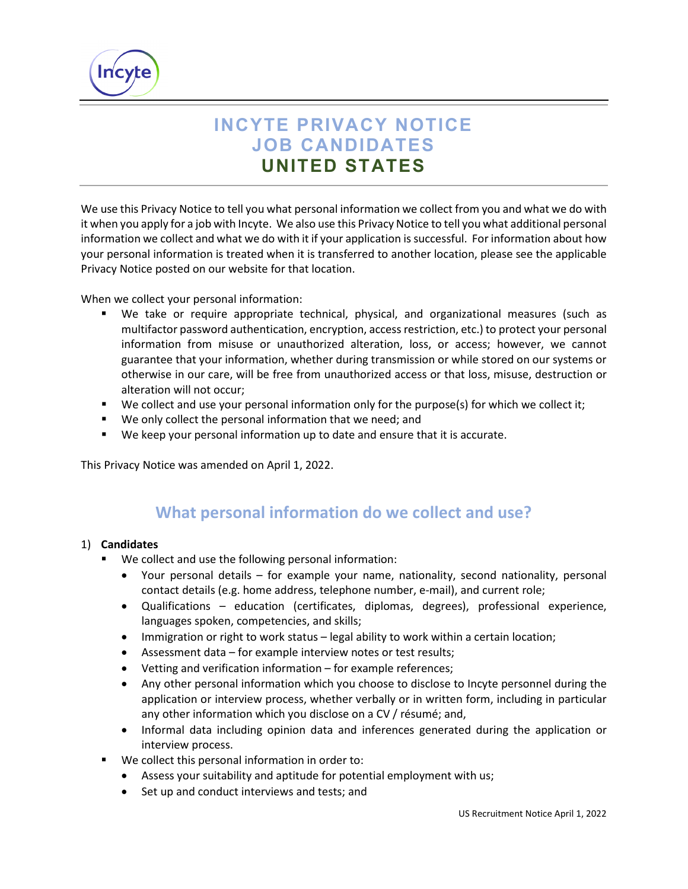# INCYTE PRIVACY NOTICE
# JOB CANDIDATES
# UNITED STATES

We use this Privacy Notice to tell you what personal information we collect from you and what we do with it when you apply for a job with Incyte. We also use this Privacy Notice to tell you what additional personal information we collect and what we do with it if your application is successful. For information about how your personal information is treated when it is transferred to another location, please see the applicable Privacy Notice posted on our website for that location.

When we collect your personal information:

- We take or require appropriate technical, physical, and organizational measures (such as multifactor password authentication, encryption, access restriction, etc.) to protect your personal information from misuse or unauthorized alteration, loss, or access; however, we cannot guarantee that your information, whether during transmission or while stored on our systems or otherwise in our care, will be free from unauthorized access or that loss, misuse, destruction or alteration will not occur;
- We collect and use your personal information only for the purpose(s) for which we collect it;
- We only collect the personal information that we need; and
- We keep your personal information up to date and ensure that it is accurate.

This Privacy Notice was amended on April 1, 2022.

## What personal information do we collect and use?

1) **Candidates**
   - We collect and use the following personal information:
     - Your personal details – for example your name, nationality, second nationality, personal contact details (e.g. home address, telephone number, e-mail), and current role;
     - Qualifications – education (certificates, diplomas, degrees), professional experience, languages spoken, competencies, and skills;
     - Immigration or right to work status – legal ability to work within a certain location;
     - Assessment data – for example interview notes or test results;
     - Vetting and verification information – for example references;
     - Any other personal information which you choose to disclose to Incyte personnel during the application or interview process, whether verbally or in written form, including in particular any other information which you disclose on a CV / résumé; and,
     - Informal data including opinion data and inferences generated during the application or interview process.
   - We collect this personal information in order to:
     - Assess your suitability and aptitude for potential employment with us;
     - Set up and conduct interviews and tests; and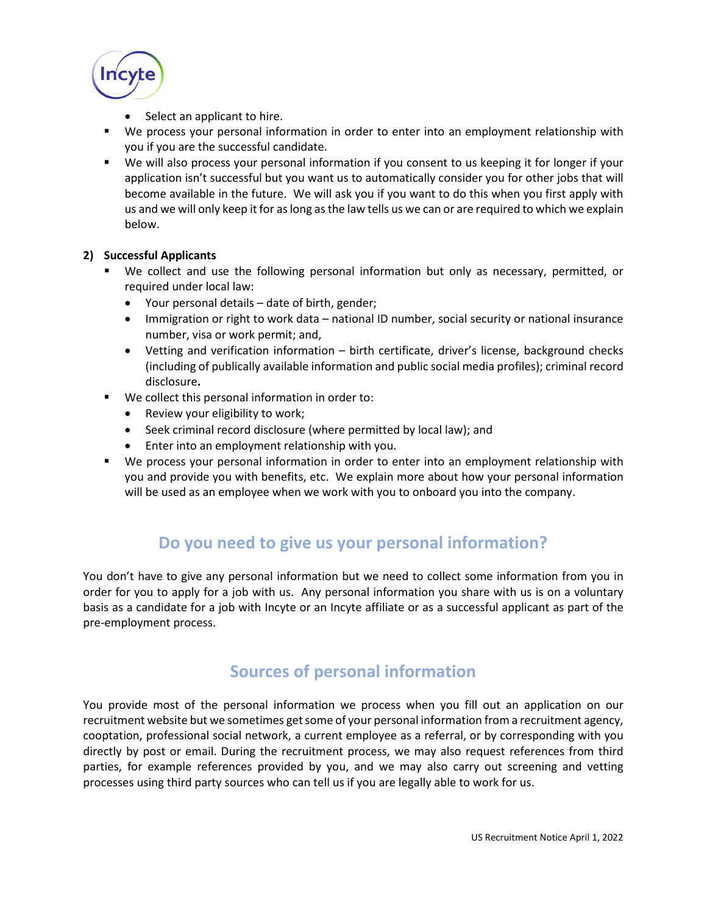- Select an applicant to hire.

- We process your personal information in order to enter into an employment relationship with you if you are the successful candidate.
- We will also process your personal information if you consent to us keeping it for longer if your application isn't successful but you want us to automatically consider you for other jobs that will become available in the future. We will ask you if you want to do this when you first apply with us and we will only keep it for as long as the law tells us we can or are required to which we explain below.

**2) Successful Applicants**

- We collect and use the following personal information but only as necessary, permitted, or required under local law:
  - Your personal details – date of birth, gender;
  - Immigration or right to work data – national ID number, social security or national insurance number, visa or work permit; and,
  - Vetting and verification information – birth certificate, driver's license, background checks (including of publically available information and public social media profiles); criminal record disclosure**.**
- We collect this personal information in order to:
  - Review your eligibility to work;
  - Seek criminal record disclosure (where permitted by local law); and
  - Enter into an employment relationship with you.
- We process your personal information in order to enter into an employment relationship with you and provide you with benefits, etc. We explain more about how your personal information will be used as an employee when we work with you to onboard you into the company.

## Do you need to give us your personal information?

You don't have to give any personal information but we need to collect some information from you in order for you to apply for a job with us. Any personal information you share with us is on a voluntary basis as a candidate for a job with Incyte or an Incyte affiliate or as a successful applicant as part of the pre-employment process.

## Sources of personal information

You provide most of the personal information we process when you fill out an application on our recruitment website but we sometimes get some of your personal information from a recruitment agency, cooptation, professional social network, a current employee as a referral, or by corresponding with you directly by post or email. During the recruitment process, we may also request references from third parties, for example references provided by you, and we may also carry out screening and vetting processes using third party sources who can tell us if you are legally able to work for us.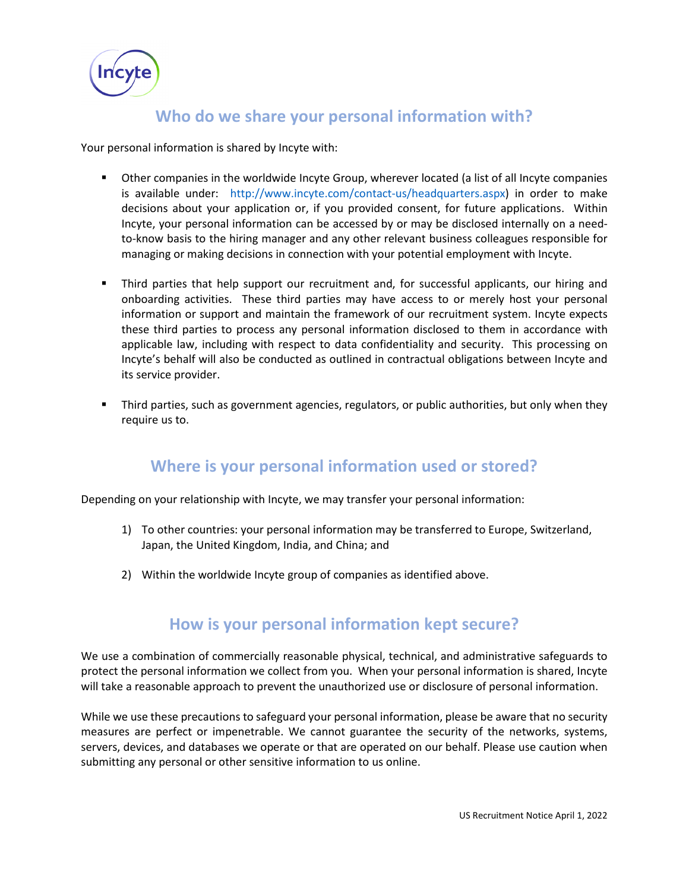## Who do we share your personal information with?

Your personal information is shared by Incyte with:

- Other companies in the worldwide Incyte Group, wherever located (a list of all Incyte companies is available under: http://www.incyte.com/contact-us/headquarters.aspx) in order to make decisions about your application or, if you provided consent, for future applications. Within Incyte, your personal information can be accessed by or may be disclosed internally on a need-to-know basis to the hiring manager and any other relevant business colleagues responsible for managing or making decisions in connection with your potential employment with Incyte.

- Third parties that help support our recruitment and, for successful applicants, our hiring and onboarding activities. These third parties may have access to or merely host your personal information or support and maintain the framework of our recruitment system. Incyte expects these third parties to process any personal information disclosed to them in accordance with applicable law, including with respect to data confidentiality and security. This processing on Incyte's behalf will also be conducted as outlined in contractual obligations between Incyte and its service provider.

- Third parties, such as government agencies, regulators, or public authorities, but only when they require us to.

## Where is your personal information used or stored?

Depending on your relationship with Incyte, we may transfer your personal information:

1) To other countries: your personal information may be transferred to Europe, Switzerland, Japan, the United Kingdom, India, and China; and

2) Within the worldwide Incyte group of companies as identified above.

## How is your personal information kept secure?

We use a combination of commercially reasonable physical, technical, and administrative safeguards to protect the personal information we collect from you. When your personal information is shared, Incyte will take a reasonable approach to prevent the unauthorized use or disclosure of personal information.

While we use these precautions to safeguard your personal information, please be aware that no security measures are perfect or impenetrable. We cannot guarantee the security of the networks, systems, servers, devices, and databases we operate or that are operated on our behalf. Please use caution when submitting any personal or other sensitive information to us online.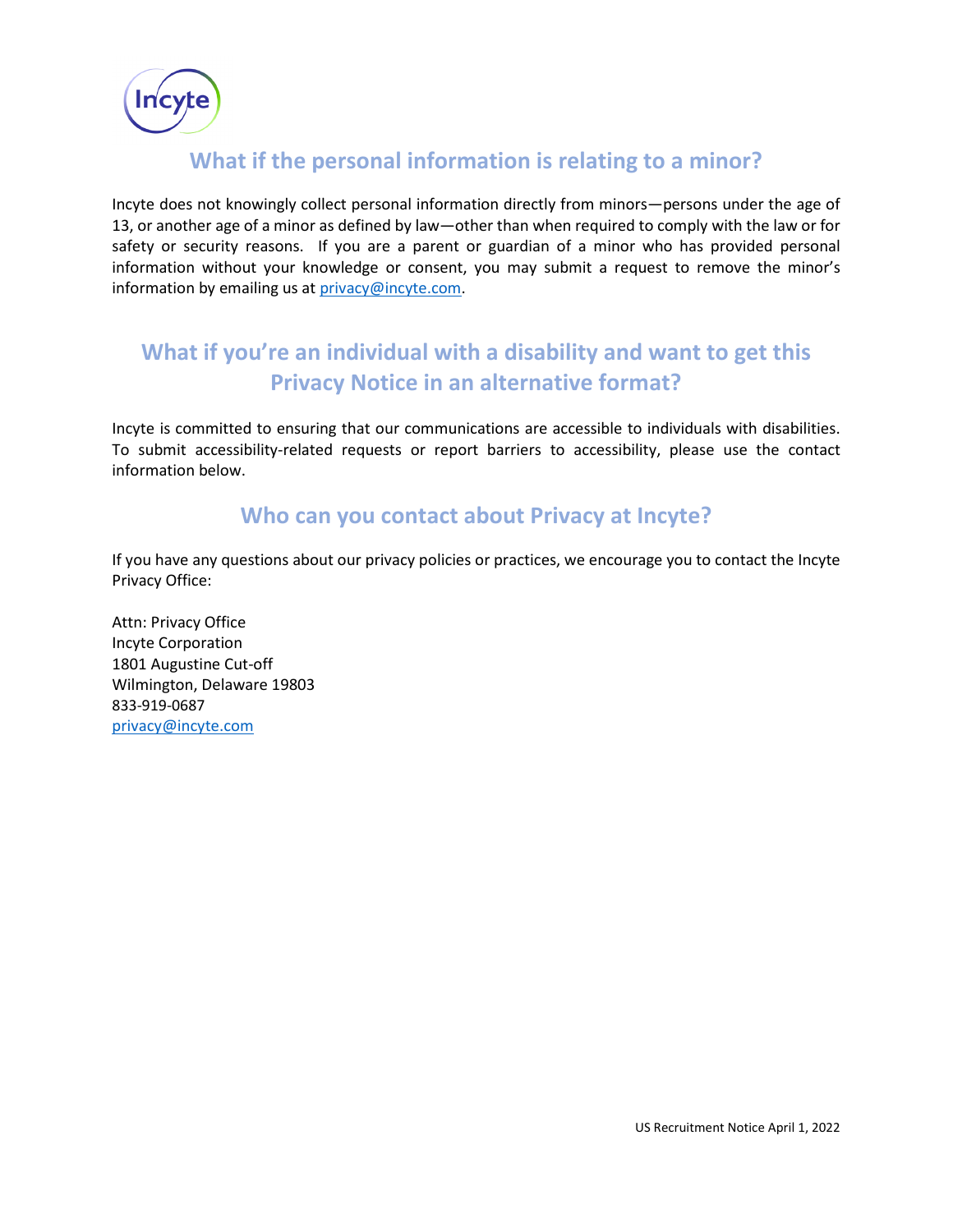## What if the personal information is relating to a minor?

Incyte does not knowingly collect personal information directly from minors—persons under the age of 13, or another age of a minor as defined by law—other than when required to comply with the law or for safety or security reasons. If you are a parent or guardian of a minor who has provided personal information without your knowledge or consent, you may submit a request to remove the minor's information by emailing us at privacy@incyte.com.

## What if you're an individual with a disability and want to get this Privacy Notice in an alternative format?

Incyte is committed to ensuring that our communications are accessible to individuals with disabilities. To submit accessibility-related requests or report barriers to accessibility, please use the contact information below.

## Who can you contact about Privacy at Incyte?

If you have any questions about our privacy policies or practices, we encourage you to contact the Incyte Privacy Office:

Attn: Privacy Office
Incyte Corporation
1801 Augustine Cut-off
Wilmington, Delaware 19803
833-919-0687
privacy@incyte.com

US Recruitment Notice April 1, 2022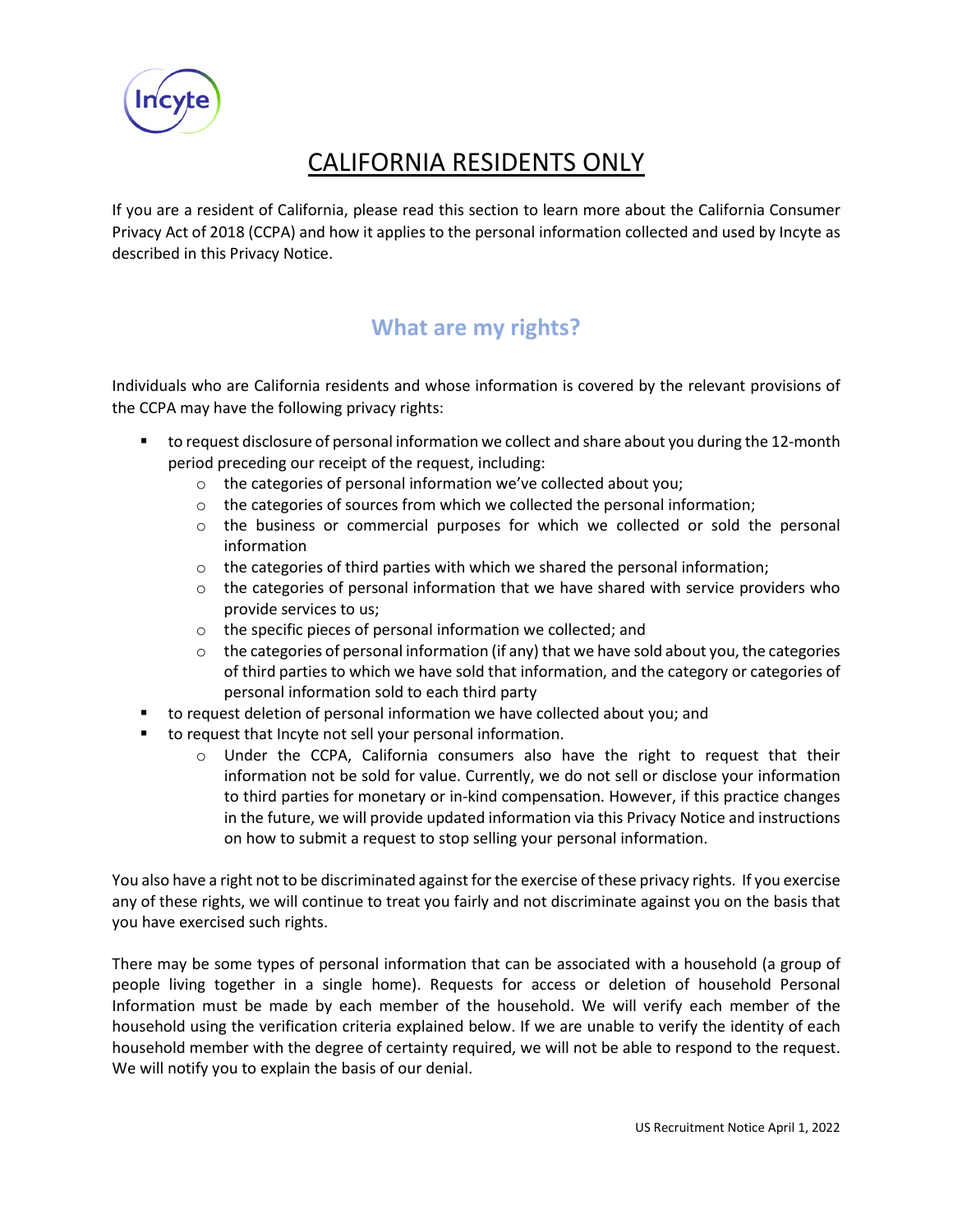# CALIFORNIA RESIDENTS ONLY

If you are a resident of California, please read this section to learn more about the California Consumer Privacy Act of 2018 (CCPA) and how it applies to the personal information collected and used by Incyte as described in this Privacy Notice.

## What are my rights?

Individuals who are California residents and whose information is covered by the relevant provisions of the CCPA may have the following privacy rights:

- to request disclosure of personal information we collect and share about you during the 12-month period preceding our receipt of the request, including:
  - the categories of personal information we've collected about you;
  - the categories of sources from which we collected the personal information;
  - the business or commercial purposes for which we collected or sold the personal information
  - the categories of third parties with which we shared the personal information;
  - the categories of personal information that we have shared with service providers who provide services to us;
  - the specific pieces of personal information we collected; and
  - the categories of personal information (if any) that we have sold about you, the categories of third parties to which we have sold that information, and the category or categories of personal information sold to each third party
- to request deletion of personal information we have collected about you; and
- to request that Incyte not sell your personal information.
  - Under the CCPA, California consumers also have the right to request that their information not be sold for value. Currently, we do not sell or disclose your information to third parties for monetary or in-kind compensation. However, if this practice changes in the future, we will provide updated information via this Privacy Notice and instructions on how to submit a request to stop selling your personal information.

You also have a right not to be discriminated against for the exercise of these privacy rights. If you exercise any of these rights, we will continue to treat you fairly and not discriminate against you on the basis that you have exercised such rights.

There may be some types of personal information that can be associated with a household (a group of people living together in a single home). Requests for access or deletion of household Personal Information must be made by each member of the household. We will verify each member of the household using the verification criteria explained below. If we are unable to verify the identity of each household member with the degree of certainty required, we will not be able to respond to the request. We will notify you to explain the basis of our denial.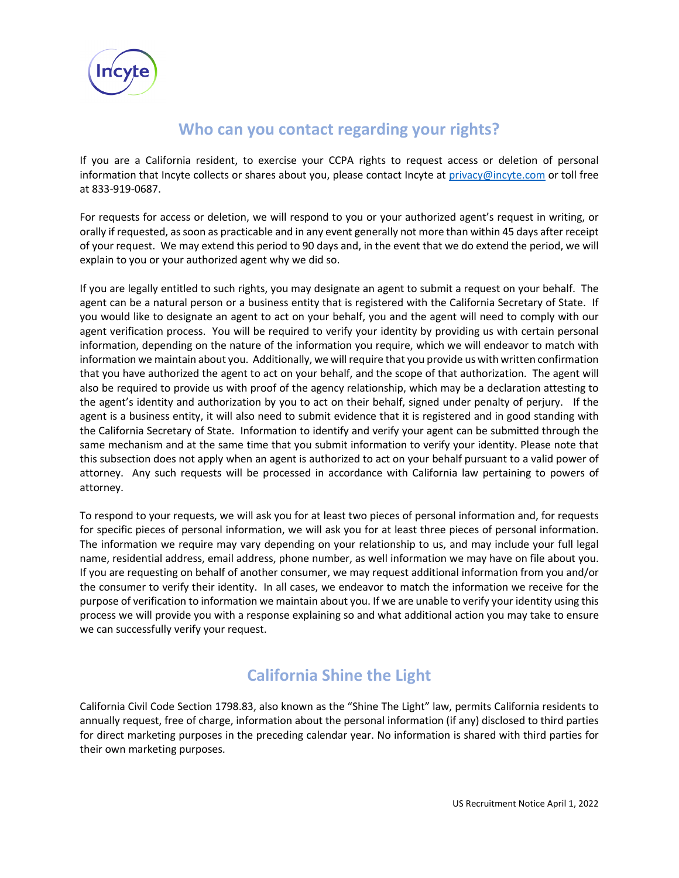## Who can you contact regarding your rights?

If you are a California resident, to exercise your CCPA rights to request access or deletion of personal information that Incyte collects or shares about you, please contact Incyte at [privacy@incyte.com](mailto:privacy@incyte.com) or toll free at 833-919-0687.

For requests for access or deletion, we will respond to you or your authorized agent's request in writing, or orally if requested, as soon as practicable and in any event generally not more than within 45 days after receipt of your request. We may extend this period to 90 days and, in the event that we do extend the period, we will explain to you or your authorized agent why we did so.

If you are legally entitled to such rights, you may designate an agent to submit a request on your behalf. The agent can be a natural person or a business entity that is registered with the California Secretary of State. If you would like to designate an agent to act on your behalf, you and the agent will need to comply with our agent verification process. You will be required to verify your identity by providing us with certain personal information, depending on the nature of the information you require, which we will endeavor to match with information we maintain about you. Additionally, we will require that you provide us with written confirmation that you have authorized the agent to act on your behalf, and the scope of that authorization. The agent will also be required to provide us with proof of the agency relationship, which may be a declaration attesting to the agent's identity and authorization by you to act on their behalf, signed under penalty of perjury. If the agent is a business entity, it will also need to submit evidence that it is registered and in good standing with the California Secretary of State. Information to identify and verify your agent can be submitted through the same mechanism and at the same time that you submit information to verify your identity. Please note that this subsection does not apply when an agent is authorized to act on your behalf pursuant to a valid power of attorney. Any such requests will be processed in accordance with California law pertaining to powers of attorney.

To respond to your requests, we will ask you for at least two pieces of personal information and, for requests for specific pieces of personal information, we will ask you for at least three pieces of personal information. The information we require may vary depending on your relationship to us, and may include your full legal name, residential address, email address, phone number, as well information we may have on file about you. If you are requesting on behalf of another consumer, we may request additional information from you and/or the consumer to verify their identity. In all cases, we endeavor to match the information we receive for the purpose of verification to information we maintain about you. If we are unable to verify your identity using this process we will provide you with a response explaining so and what additional action you may take to ensure we can successfully verify your request.

## California Shine the Light

California Civil Code Section 1798.83, also known as the "Shine The Light" law, permits California residents to annually request, free of charge, information about the personal information (if any) disclosed to third parties for direct marketing purposes in the preceding calendar year. No information is shared with third parties for their own marketing purposes.